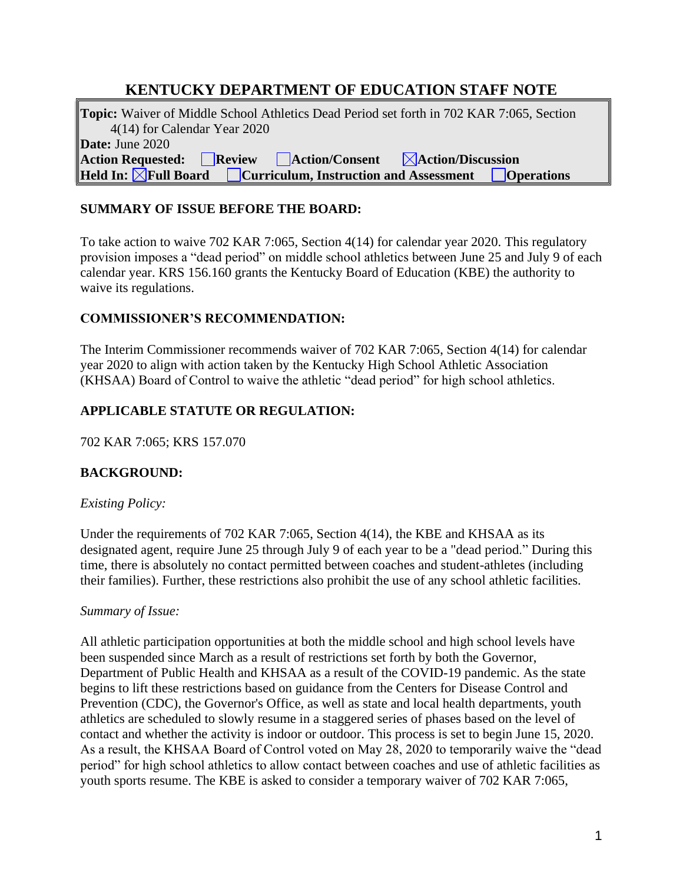# KENTUCKY DEPARTMENT OF EDUCATION STAFF NOTE

**Topic:** Waiver of Middle School Athletics Dead Period set forth in 702 KAR 7:065, Section 4(14) for Calendar Year 2020

**Date:** June 2020

**Action Requested:** ☐ **Review** ☐ **Action/Consent** ☒ **Action/Discussion**

**Held In:** ☒ **Full Board** ☐ **Curriculum, Instruction and Assessment** ☐ **Operations**

## SUMMARY OF ISSUE BEFORE THE BOARD:

To take action to waive 702 KAR 7:065, Section 4(14) for calendar year 2020. This regulatory provision imposes a "dead period" on middle school athletics between June 25 and July 9 of each calendar year. KRS 156.160 grants the Kentucky Board of Education (KBE) the authority to waive its regulations.

## COMMISSIONER'S RECOMMENDATION:

The Interim Commissioner recommends waiver of 702 KAR 7:065, Section 4(14) for calendar year 2020 to align with action taken by the Kentucky High School Athletic Association (KHSAA) Board of Control to waive the athletic "dead period" for high school athletics.

## APPLICABLE STATUTE OR REGULATION:

702 KAR 7:065; KRS 157.070

## BACKGROUND:

*Existing Policy:*

Under the requirements of 702 KAR 7:065, Section 4(14), the KBE and KHSAA as its designated agent, require June 25 through July 9 of each year to be a "dead period." During this time, there is absolutely no contact permitted between coaches and student-athletes (including their families). Further, these restrictions also prohibit the use of any school athletic facilities.

*Summary of Issue:*

All athletic participation opportunities at both the middle school and high school levels have been suspended since March as a result of restrictions set forth by both the Governor, Department of Public Health and KHSAA as a result of the COVID-19 pandemic. As the state begins to lift these restrictions based on guidance from the Centers for Disease Control and Prevention (CDC), the Governor's Office, as well as state and local health departments, youth athletics are scheduled to slowly resume in a staggered series of phases based on the level of contact and whether the activity is indoor or outdoor. This process is set to begin June 15, 2020. As a result, the KHSAA Board of Control voted on May 28, 2020 to temporarily waive the "dead period" for high school athletics to allow contact between coaches and use of athletic facilities as youth sports resume. The KBE is asked to consider a temporary waiver of 702 KAR 7:065,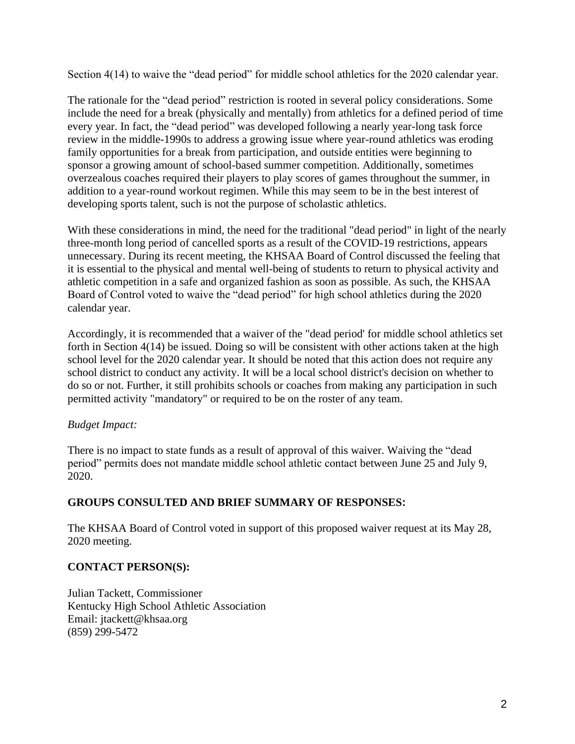Section 4(14) to waive the "dead period" for middle school athletics for the 2020 calendar year.

The rationale for the "dead period" restriction is rooted in several policy considerations. Some include the need for a break (physically and mentally) from athletics for a defined period of time every year. In fact, the "dead period" was developed following a nearly year-long task force review in the middle-1990s to address a growing issue where year-round athletics was eroding family opportunities for a break from participation, and outside entities were beginning to sponsor a growing amount of school-based summer competition. Additionally, sometimes overzealous coaches required their players to play scores of games throughout the summer, in addition to a year-round workout regimen. While this may seem to be in the best interest of developing sports talent, such is not the purpose of scholastic athletics.

With these considerations in mind, the need for the traditional "dead period" in light of the nearly three-month long period of cancelled sports as a result of the COVID-19 restrictions, appears unnecessary. During its recent meeting, the KHSAA Board of Control discussed the feeling that it is essential to the physical and mental well-being of students to return to physical activity and athletic competition in a safe and organized fashion as soon as possible. As such, the KHSAA Board of Control voted to waive the "dead period" for high school athletics during the 2020 calendar year.

Accordingly, it is recommended that a waiver of the "dead period' for middle school athletics set forth in Section 4(14) be issued. Doing so will be consistent with other actions taken at the high school level for the 2020 calendar year. It should be noted that this action does not require any school district to conduct any activity. It will be a local school district's decision on whether to do so or not. Further, it still prohibits schools or coaches from making any participation in such permitted activity "mandatory" or required to be on the roster of any team.

*Budget Impact:*

There is no impact to state funds as a result of approval of this waiver. Waiving the "dead period" permits does not mandate middle school athletic contact between June 25 and July 9, 2020.

**GROUPS CONSULTED AND BRIEF SUMMARY OF RESPONSES:**

The KHSAA Board of Control voted in support of this proposed waiver request at its May 28, 2020 meeting.

**CONTACT PERSON(S):**

Julian Tackett, Commissioner
Kentucky High School Athletic Association
Email: jtackett@khsaa.org
(859) 299-5472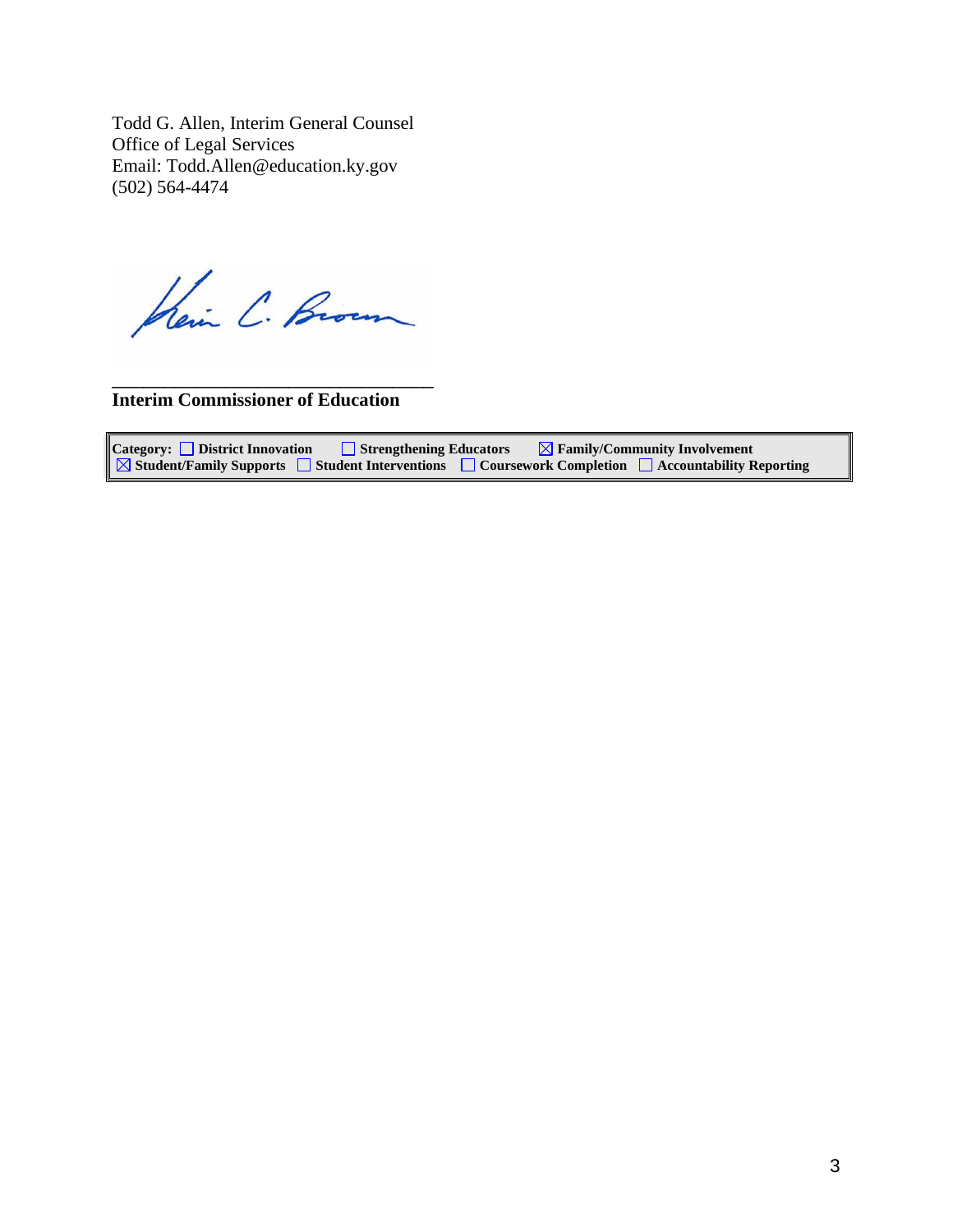Todd G. Allen, Interim General Counsel
Office of Legal Services
Email: Todd.Allen@education.ky.gov
(502) 564-4474

\_\_\_\_\_\_\_\_\_\_\_\_\_\_\_\_\_\_\_\_\_\_\_\_\_\_\_\_\_\_\_\_\_\_\_

**Interim Commissioner of Education**

**Category:** ☐ **District Innovation** ☐ **Strengthening Educators** ☒ **Family/Community Involvement**
☒ **Student/Family Supports** ☐ **Student Interventions** ☐ **Coursework Completion** ☐ **Accountability Reporting**